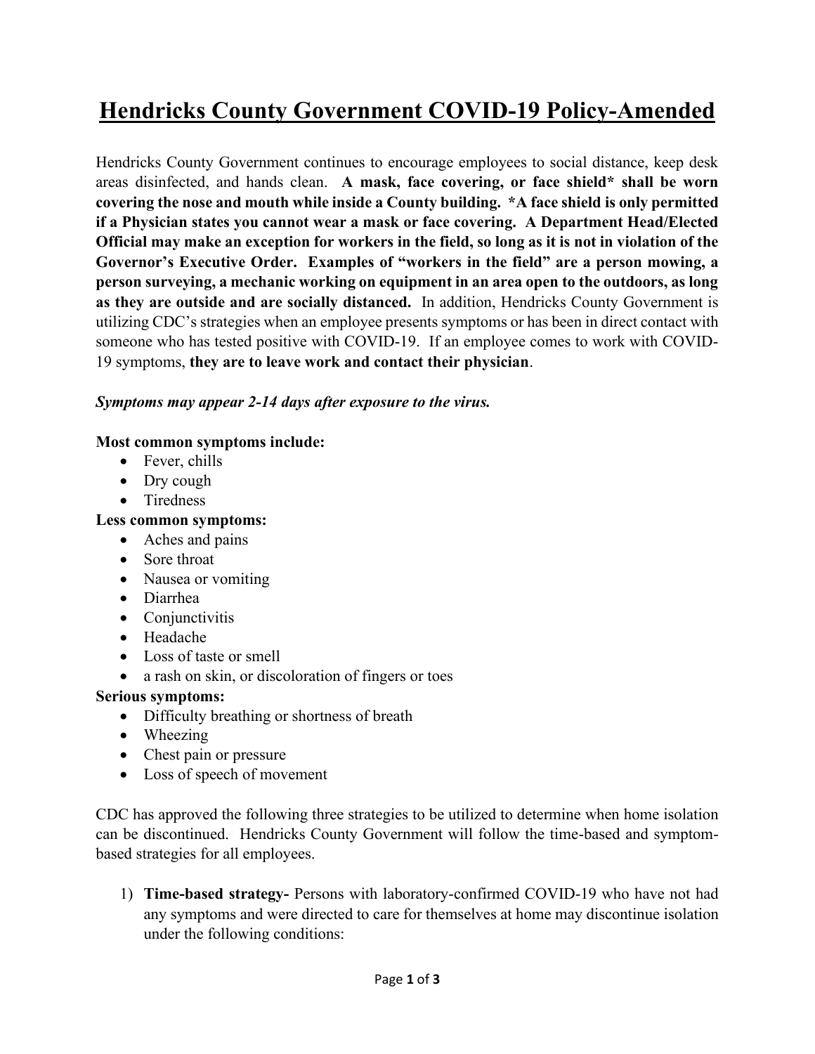# Hendricks County Government COVID-19 Policy-Amended

Hendricks County Government continues to encourage employees to social distance, keep desk areas disinfected, and hands clean. **A mask, face covering, or face shield* shall be worn covering the nose and mouth while inside a County building. *A face shield is only permitted if a Physician states you cannot wear a mask or face covering. A Department Head/Elected Official may make an exception for workers in the field, so long as it is not in violation of the Governor's Executive Order. Examples of "workers in the field" are a person mowing, a person surveying, a mechanic working on equipment in an area open to the outdoors, as long as they are outside and are socially distanced.** In addition, Hendricks County Government is utilizing CDC's strategies when an employee presents symptoms or has been in direct contact with someone who has tested positive with COVID-19. If an employee comes to work with COVID-19 symptoms, **they are to leave work and contact their physician**.

***Symptoms may appear 2-14 days after exposure to the virus.***

**Most common symptoms include:**

- Fever, chills
- Dry cough
- Tiredness

**Less common symptoms:**

- Aches and pains
- Sore throat
- Nausea or vomiting
- Diarrhea
- Conjunctivitis
- Headache
- Loss of taste or smell
- a rash on skin, or discoloration of fingers or toes

**Serious symptoms:**

- Difficulty breathing or shortness of breath
- Wheezing
- Chest pain or pressure
- Loss of speech of movement

CDC has approved the following three strategies to be utilized to determine when home isolation can be discontinued. Hendricks County Government will follow the time-based and symptom-based strategies for all employees.

1) **Time-based strategy-** Persons with laboratory-confirmed COVID-19 who have not had any symptoms and were directed to care for themselves at home may discontinue isolation under the following conditions: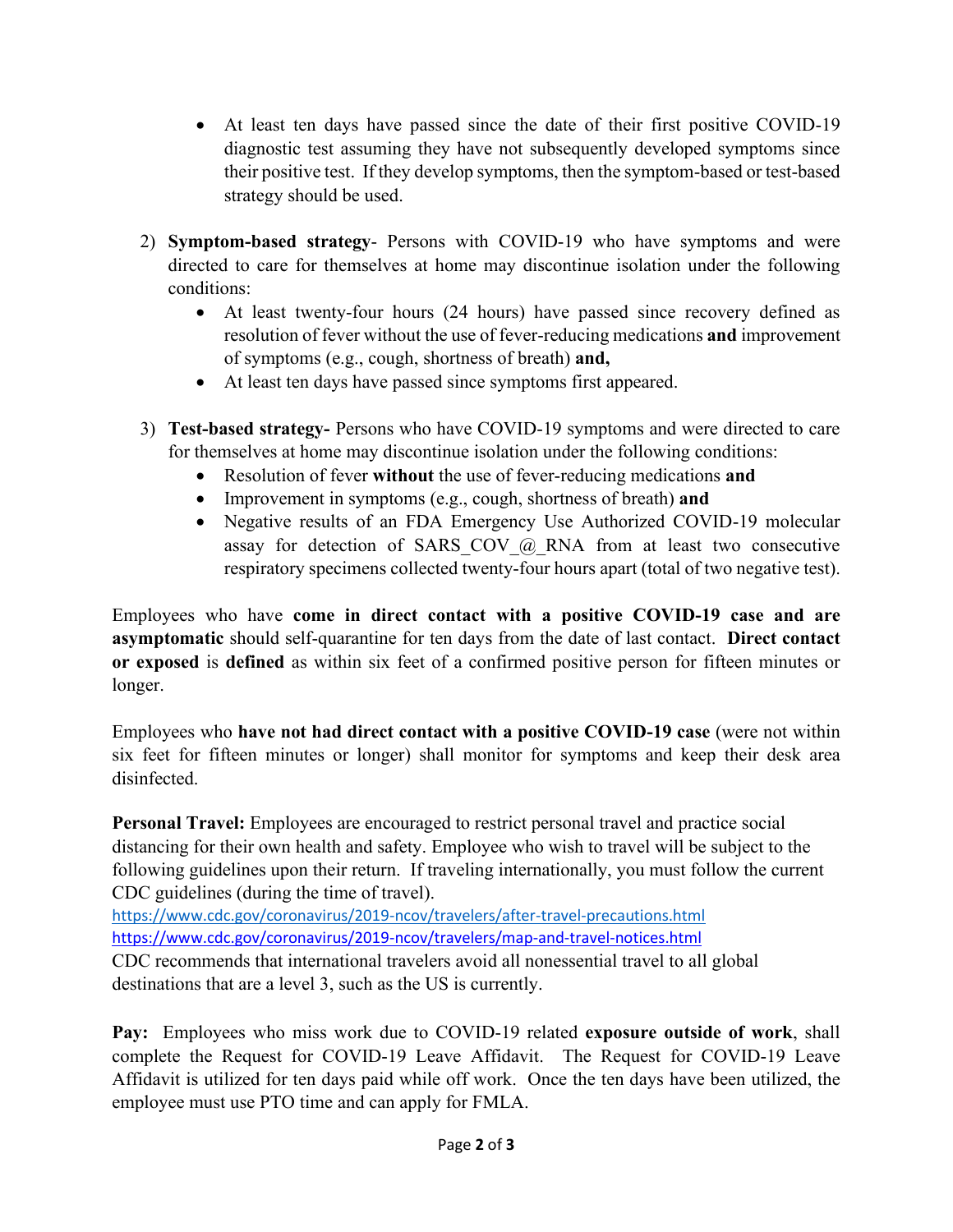- At least ten days have passed since the date of their first positive COVID-19 diagnostic test assuming they have not subsequently developed symptoms since their positive test. If they develop symptoms, then the symptom-based or test-based strategy should be used.

2) **Symptom-based strategy**- Persons with COVID-19 who have symptoms and were directed to care for themselves at home may discontinue isolation under the following conditions:
   - At least twenty-four hours (24 hours) have passed since recovery defined as resolution of fever without the use of fever-reducing medications **and** improvement of symptoms (e.g., cough, shortness of breath) **and,**
   - At least ten days have passed since symptoms first appeared.

3) **Test-based strategy-** Persons who have COVID-19 symptoms and were directed to care for themselves at home may discontinue isolation under the following conditions:
   - Resolution of fever **without** the use of fever-reducing medications **and**
   - Improvement in symptoms (e.g., cough, shortness of breath) **and**
   - Negative results of an FDA Emergency Use Authorized COVID-19 molecular assay for detection of SARS_COV_@_RNA from at least two consecutive respiratory specimens collected twenty-four hours apart (total of two negative test).

Employees who have **come in direct contact with a positive COVID-19 case and are asymptomatic** should self-quarantine for ten days from the date of last contact. **Direct contact or exposed** is **defined** as within six feet of a confirmed positive person for fifteen minutes or longer.

Employees who **have not had direct contact with a positive COVID-19 case** (were not within six feet for fifteen minutes or longer) shall monitor for symptoms and keep their desk area disinfected.

**Personal Travel:** Employees are encouraged to restrict personal travel and practice social distancing for their own health and safety. Employee who wish to travel will be subject to the following guidelines upon their return. If traveling internationally, you must follow the current CDC guidelines (during the time of travel).
https://www.cdc.gov/coronavirus/2019-ncov/travelers/after-travel-precautions.html
https://www.cdc.gov/coronavirus/2019-ncov/travelers/map-and-travel-notices.html
CDC recommends that international travelers avoid all nonessential travel to all global destinations that are a level 3, such as the US is currently.

**Pay:** Employees who miss work due to COVID-19 related **exposure outside of work**, shall complete the Request for COVID-19 Leave Affidavit. The Request for COVID-19 Leave Affidavit is utilized for ten days paid while off work. Once the ten days have been utilized, the employee must use PTO time and can apply for FMLA.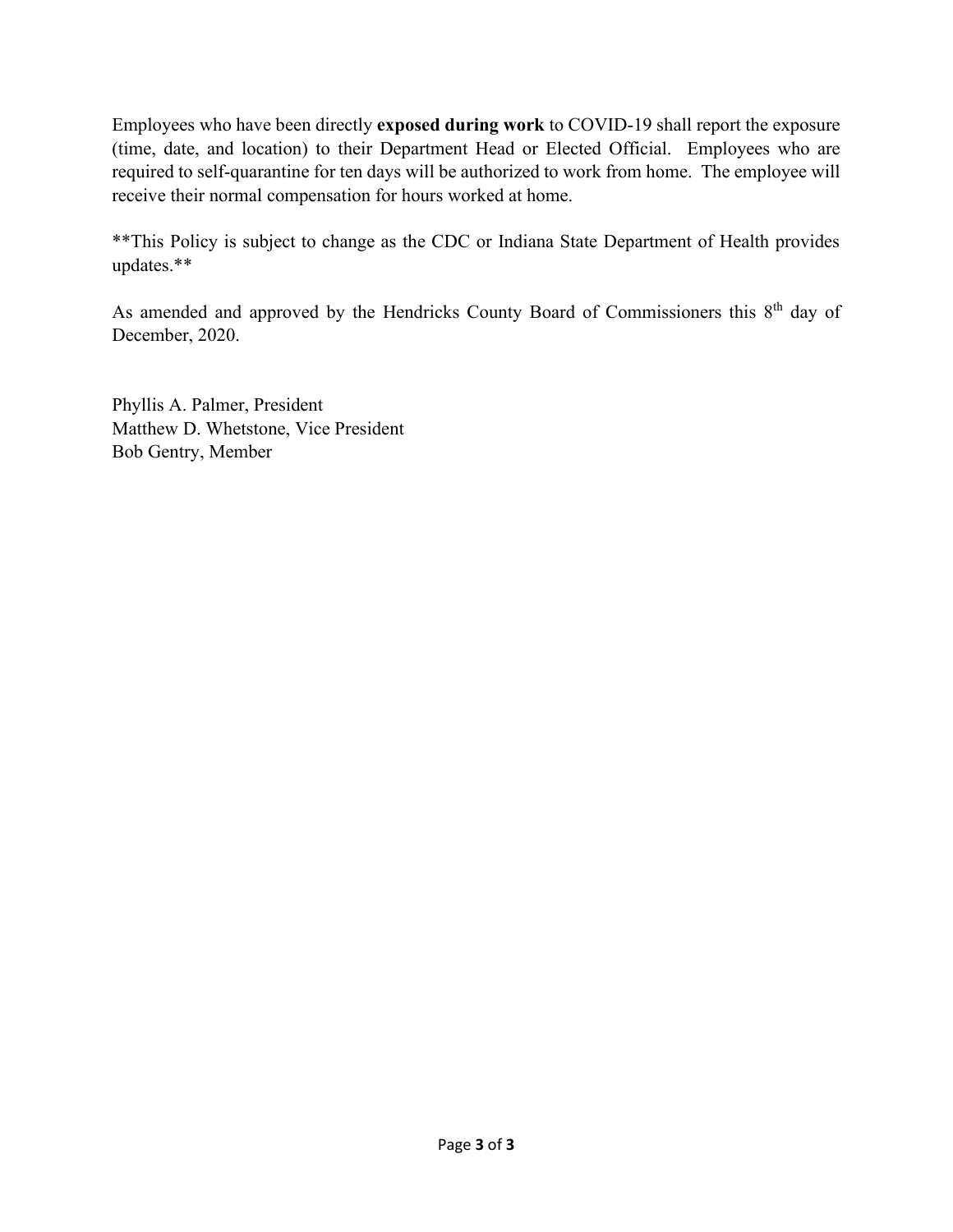Employees who have been directly **exposed during work** to COVID-19 shall report the exposure (time, date, and location) to their Department Head or Elected Official. Employees who are required to self-quarantine for ten days will be authorized to work from home. The employee will receive their normal compensation for hours worked at home.

**This Policy is subject to change as the CDC or Indiana State Department of Health provides updates.**

As amended and approved by the Hendricks County Board of Commissioners this 8th day of December, 2020.

Phyllis A. Palmer, President
Matthew D. Whetstone, Vice President
Bob Gentry, Member